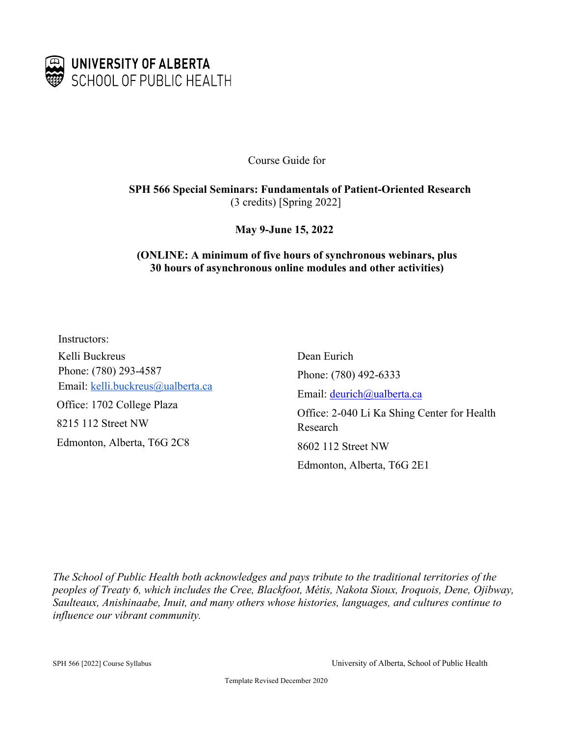UNIVERSITY OF ALBERTA
SCHOOL OF PUBLIC HEALTH

Course Guide for

**SPH 566 Special Seminars: Fundamentals of Patient-Oriented Research**
(3 credits) [Spring 2022]

**May 9-June 15, 2022**

**(ONLINE: A minimum of five hours of synchronous webinars, plus 30 hours of asynchronous online modules and other activities)**

Instructors:

Kelli Buckreus
Phone: (780) 293-4587
Email: kelli.buckreus@ualberta.ca
Office: 1702 College Plaza
8215 112 Street NW
Edmonton, Alberta, T6G 2C8

Dean Eurich
Phone: (780) 492-6333
Email: deurich@ualberta.ca
Office: 2-040 Li Ka Shing Center for Health Research
8602 112 Street NW
Edmonton, Alberta, T6G 2E1

*The School of Public Health both acknowledges and pays tribute to the traditional territories of the peoples of Treaty 6, which includes the Cree, Blackfoot, Métis, Nakota Sioux, Iroquois, Dene, Ojibway, Saulteaux, Anishinaabe, Inuit, and many others whose histories, languages, and cultures continue to influence our vibrant community.*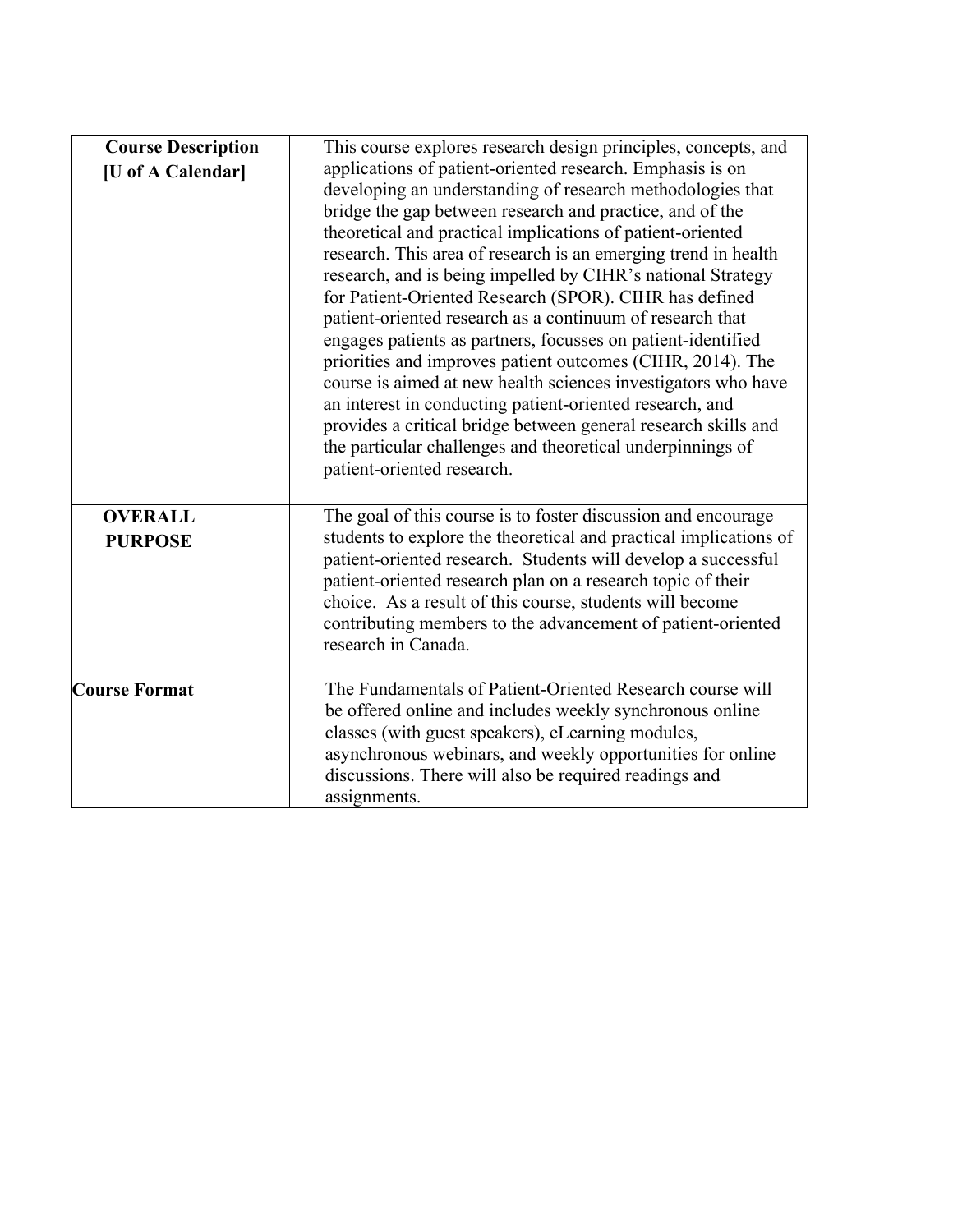| | |
|---|---|
| **Course Description [U of A Calendar]** | This course explores research design principles, concepts, and applications of patient-oriented research. Emphasis is on developing an understanding of research methodologies that bridge the gap between research and practice, and of the theoretical and practical implications of patient-oriented research. This area of research is an emerging trend in health research, and is being impelled by CIHR's national Strategy for Patient-Oriented Research (SPOR). CIHR has defined patient-oriented research as a continuum of research that engages patients as partners, focusses on patient-identified priorities and improves patient outcomes (CIHR, 2014). The course is aimed at new health sciences investigators who have an interest in conducting patient-oriented research, and provides a critical bridge between general research skills and the particular challenges and theoretical underpinnings of patient-oriented research. |
| **OVERALL PURPOSE** | The goal of this course is to foster discussion and encourage students to explore the theoretical and practical implications of patient-oriented research. Students will develop a successful patient-oriented research plan on a research topic of their choice. As a result of this course, students will become contributing members to the advancement of patient-oriented research in Canada. |
| **Course Format** | The Fundamentals of Patient-Oriented Research course will be offered online and includes weekly synchronous online classes (with guest speakers), eLearning modules, asynchronous webinars, and weekly opportunities for online discussions. There will also be required readings and assignments. |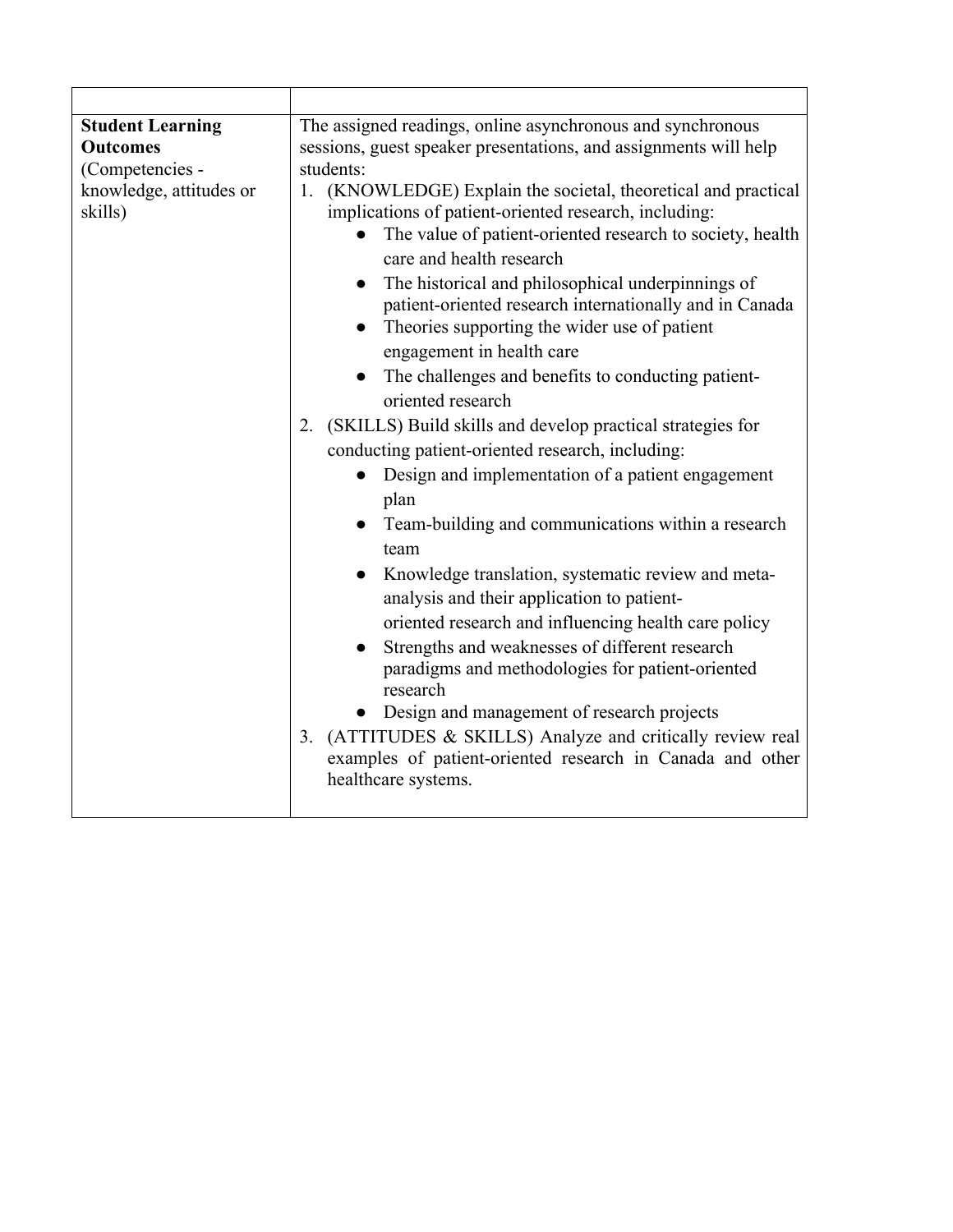| | |
|---|---|
| **Student Learning Outcomes** (Competencies - knowledge, attitudes or skills) | The assigned readings, online asynchronous and synchronous sessions, guest speaker presentations, and assignments will help students:<br>1. (KNOWLEDGE) Explain the societal, theoretical and practical implications of patient-oriented research, including:<br>● The value of patient-oriented research to society, health care and health research<br>● The historical and philosophical underpinnings of patient-oriented research internationally and in Canada<br>● Theories supporting the wider use of patient engagement in health care<br>● The challenges and benefits to conducting patient-oriented research<br>2. (SKILLS) Build skills and develop practical strategies for conducting patient-oriented research, including:<br>● Design and implementation of a patient engagement plan<br>● Team-building and communications within a research team<br>● Knowledge translation, systematic review and meta-analysis and their application to patient-oriented research and influencing health care policy<br>● Strengths and weaknesses of different research paradigms and methodologies for patient-oriented research<br>● Design and management of research projects<br>3. (ATTITUDES & SKILLS) Analyze and critically review real examples of patient-oriented research in Canada and other healthcare systems. |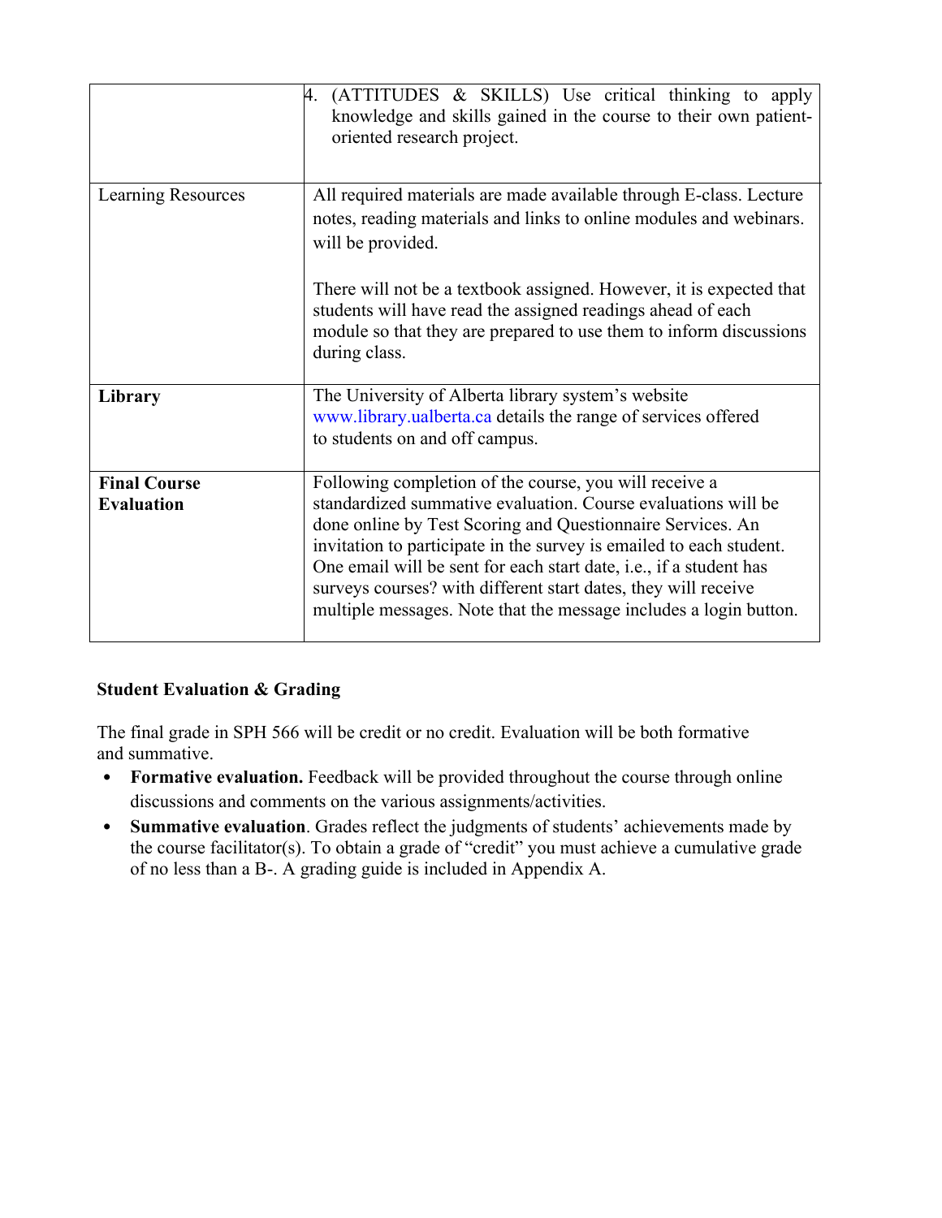| | |
|---|---|
| | 4. (ATTITUDES & SKILLS) Use critical thinking to apply knowledge and skills gained in the course to their own patient-oriented research project. |
| Learning Resources | All required materials are made available through E-class. Lecture notes, reading materials and links to online modules and webinars. will be provided.<br><br>There will not be a textbook assigned. However, it is expected that students will have read the assigned readings ahead of each module so that they are prepared to use them to inform discussions during class. |
| **Library** | The University of Alberta library system's website www.library.ualberta.ca details the range of services offered to students on and off campus. |
| **Final Course Evaluation** | Following completion of the course, you will receive a standardized summative evaluation. Course evaluations will be done online by Test Scoring and Questionnaire Services. An invitation to participate in the survey is emailed to each student. One email will be sent for each start date, i.e., if a student has surveys courses? with different start dates, they will receive multiple messages. Note that the message includes a login button. |

**Student Evaluation & Grading**

The final grade in SPH 566 will be credit or no credit. Evaluation will be both formative and summative.

- **Formative evaluation.** Feedback will be provided throughout the course through online discussions and comments on the various assignments/activities.
- **Summative evaluation**. Grades reflect the judgments of students' achievements made by the course facilitator(s). To obtain a grade of "credit" you must achieve a cumulative grade of no less than a B-. A grading guide is included in Appendix A.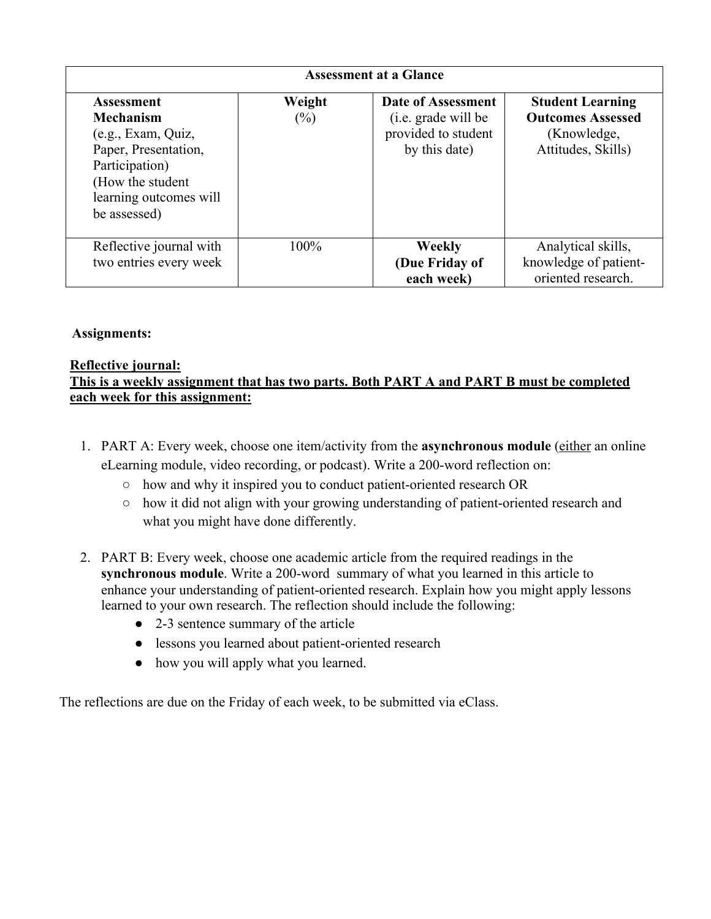| Assessment at a Glance | | | |
|---|---|---|---|
| **Assessment Mechanism** (e.g., Exam, Quiz, Paper, Presentation, Participation) (How the student learning outcomes will be assessed) | **Weight** (%) | **Date of Assessment** (i.e. grade will be provided to student by this date) | **Student Learning Outcomes Assessed** (Knowledge, Attitudes, Skills) |
| Reflective journal with two entries every week | 100% | **Weekly (Due Friday of each week)** | Analytical skills, knowledge of patient-oriented research. |

**Assignments:**

**Reflective journal:**
**This is a weekly assignment that has two parts. Both PART A and PART B must be completed each week for this assignment:**

1. PART A: Every week, choose one item/activity from the **asynchronous module** (either an online eLearning module, video recording, or podcast). Write a 200-word reflection on:
   - how and why it inspired you to conduct patient-oriented research OR
   - how it did not align with your growing understanding of patient-oriented research and what you might have done differently.

2. PART B: Every week, choose one academic article from the required readings in the **synchronous module**. Write a 200-word summary of what you learned in this article to enhance your understanding of patient-oriented research. Explain how you might apply lessons learned to your own research. The reflection should include the following:
   - 2-3 sentence summary of the article
   - lessons you learned about patient-oriented research
   - how you will apply what you learned.

The reflections are due on the Friday of each week, to be submitted via eClass.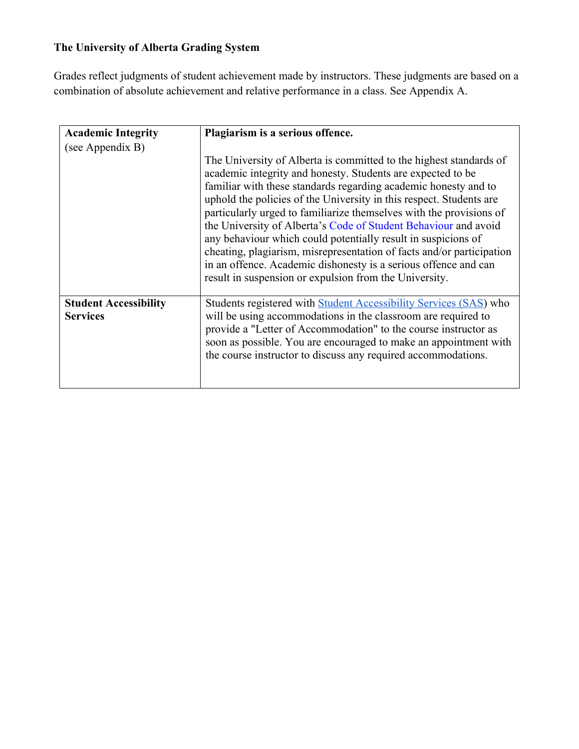**The University of Alberta Grading System**

Grades reflect judgments of student achievement made by instructors. These judgments are based on a combination of absolute achievement and relative performance in a class. See Appendix A.

| | |
|---|---|
| **Academic Integrity** (see Appendix B) | **Plagiarism is a serious offence.** The University of Alberta is committed to the highest standards of academic integrity and honesty. Students are expected to be familiar with these standards regarding academic honesty and to uphold the policies of the University in this respect. Students are particularly urged to familiarize themselves with the provisions of the University of Alberta's Code of Student Behaviour and avoid any behaviour which could potentially result in suspicions of cheating, plagiarism, misrepresentation of facts and/or participation in an offence. Academic dishonesty is a serious offence and can result in suspension or expulsion from the University. |
| **Student Accessibility Services** | Students registered with Student Accessibility Services (SAS) who will be using accommodations in the classroom are required to provide a "Letter of Accommodation" to the course instructor as soon as possible. You are encouraged to make an appointment with the course instructor to discuss any required accommodations. |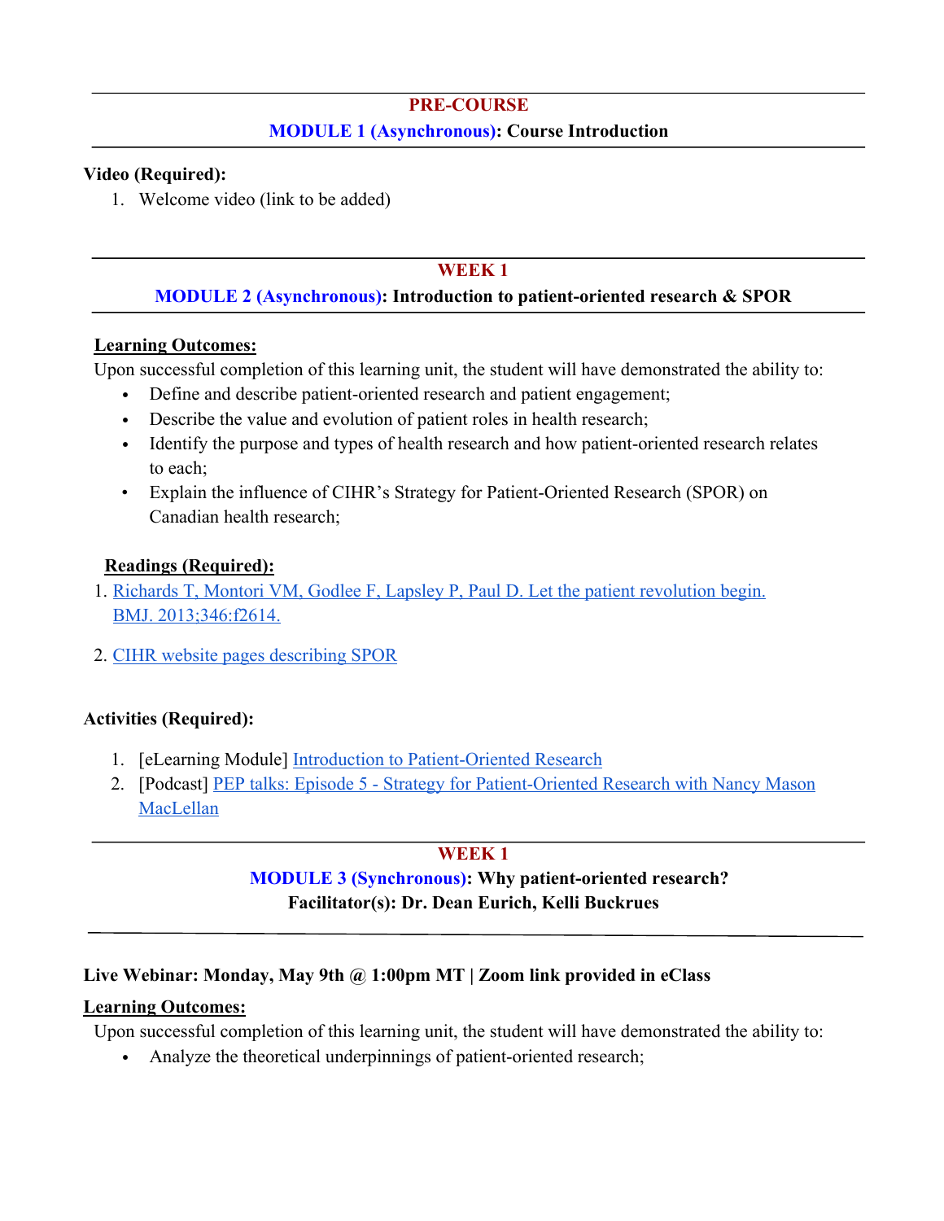---

**PRE-COURSE**

**MODULE 1 (Asynchronous): Course Introduction**

---

**Video (Required):**

1. Welcome video (link to be added)

---

**WEEK 1**

**MODULE 2 (Asynchronous): Introduction to patient-oriented research & SPOR**

---

**Learning Outcomes:**

Upon successful completion of this learning unit, the student will have demonstrated the ability to:

- Define and describe patient-oriented research and patient engagement;
- Describe the value and evolution of patient roles in health research;
- Identify the purpose and types of health research and how patient-oriented research relates to each;
- Explain the influence of CIHR's Strategy for Patient-Oriented Research (SPOR) on Canadian health research;

**Readings (Required):**

1. Richards T, Montori VM, Godlee F, Lapsley P, Paul D. Let the patient revolution begin. BMJ. 2013;346:f2614.
2. CIHR website pages describing SPOR

**Activities (Required):**

1. [eLearning Module] Introduction to Patient-Oriented Research
2. [Podcast] PEP talks: Episode 5 - Strategy for Patient-Oriented Research with Nancy Mason MacLellan

---

**WEEK 1**

**MODULE 3 (Synchronous): Why patient-oriented research?**

**Facilitator(s): Dr. Dean Eurich, Kelli Buckrues**

---

**Live Webinar: Monday, May 9th @ 1:00pm MT | Zoom link provided in eClass**

**Learning Outcomes:**

Upon successful completion of this learning unit, the student will have demonstrated the ability to:

- Analyze the theoretical underpinnings of patient-oriented research;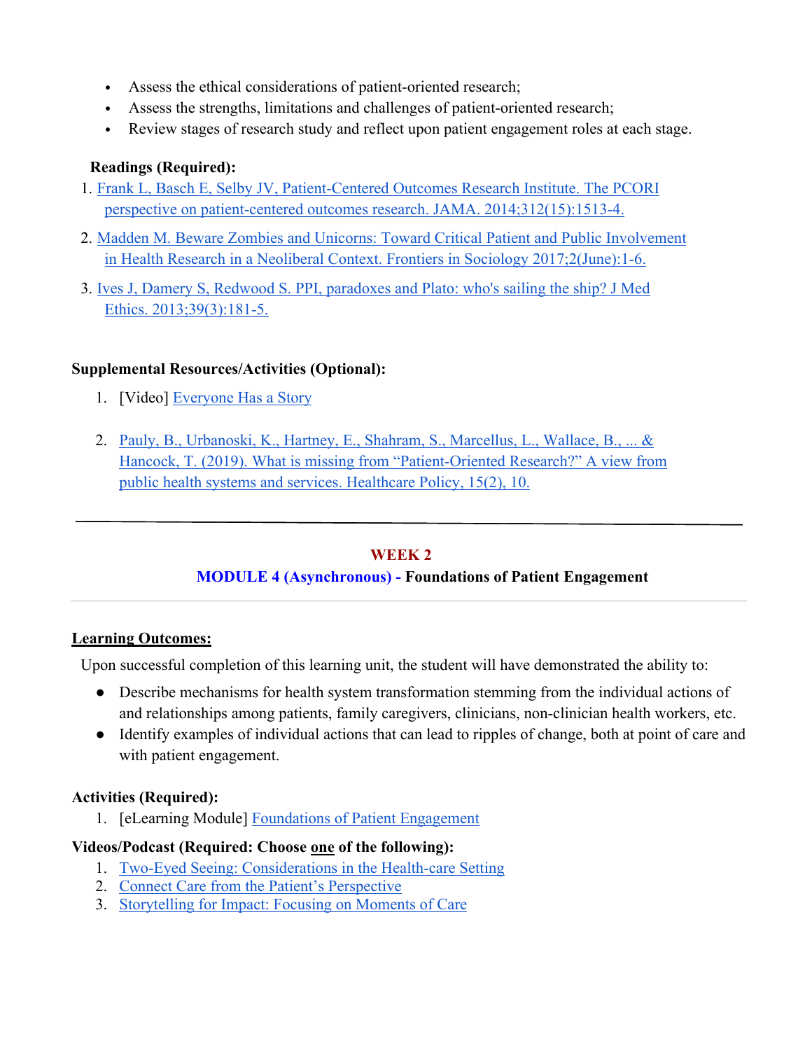- Assess the ethical considerations of patient-oriented research;
- Assess the strengths, limitations and challenges of patient-oriented research;
- Review stages of research study and reflect upon patient engagement roles at each stage.

**Readings (Required):**

1. Frank L, Basch E, Selby JV, Patient-Centered Outcomes Research Institute. The PCORI perspective on patient-centered outcomes research. JAMA. 2014;312(15):1513-4.
2. Madden M. Beware Zombies and Unicorns: Toward Critical Patient and Public Involvement in Health Research in a Neoliberal Context. Frontiers in Sociology 2017;2(June):1-6.
3. Ives J, Damery S, Redwood S. PPI, paradoxes and Plato: who's sailing the ship? J Med Ethics. 2013;39(3):181-5.

**Supplemental Resources/Activities (Optional):**

1. [Video] Everyone Has a Story
2. Pauly, B., Urbanoski, K., Hartney, E., Shahram, S., Marcellus, L., Wallace, B., ... & Hancock, T. (2019). What is missing from "Patient-Oriented Research?" A view from public health systems and services. Healthcare Policy, 15(2), 10.

---

## WEEK 2

### MODULE 4 (Asynchronous) - Foundations of Patient Engagement

---

**Learning Outcomes:**

Upon successful completion of this learning unit, the student will have demonstrated the ability to:

- Describe mechanisms for health system transformation stemming from the individual actions of and relationships among patients, family caregivers, clinicians, non-clinician health workers, etc.
- Identify examples of individual actions that can lead to ripples of change, both at point of care and with patient engagement.

**Activities (Required):**

1. [eLearning Module] Foundations of Patient Engagement

**Videos/Podcast (Required: Choose one of the following):**

1. Two-Eyed Seeing: Considerations in the Health-care Setting
2. Connect Care from the Patient's Perspective
3. Storytelling for Impact: Focusing on Moments of Care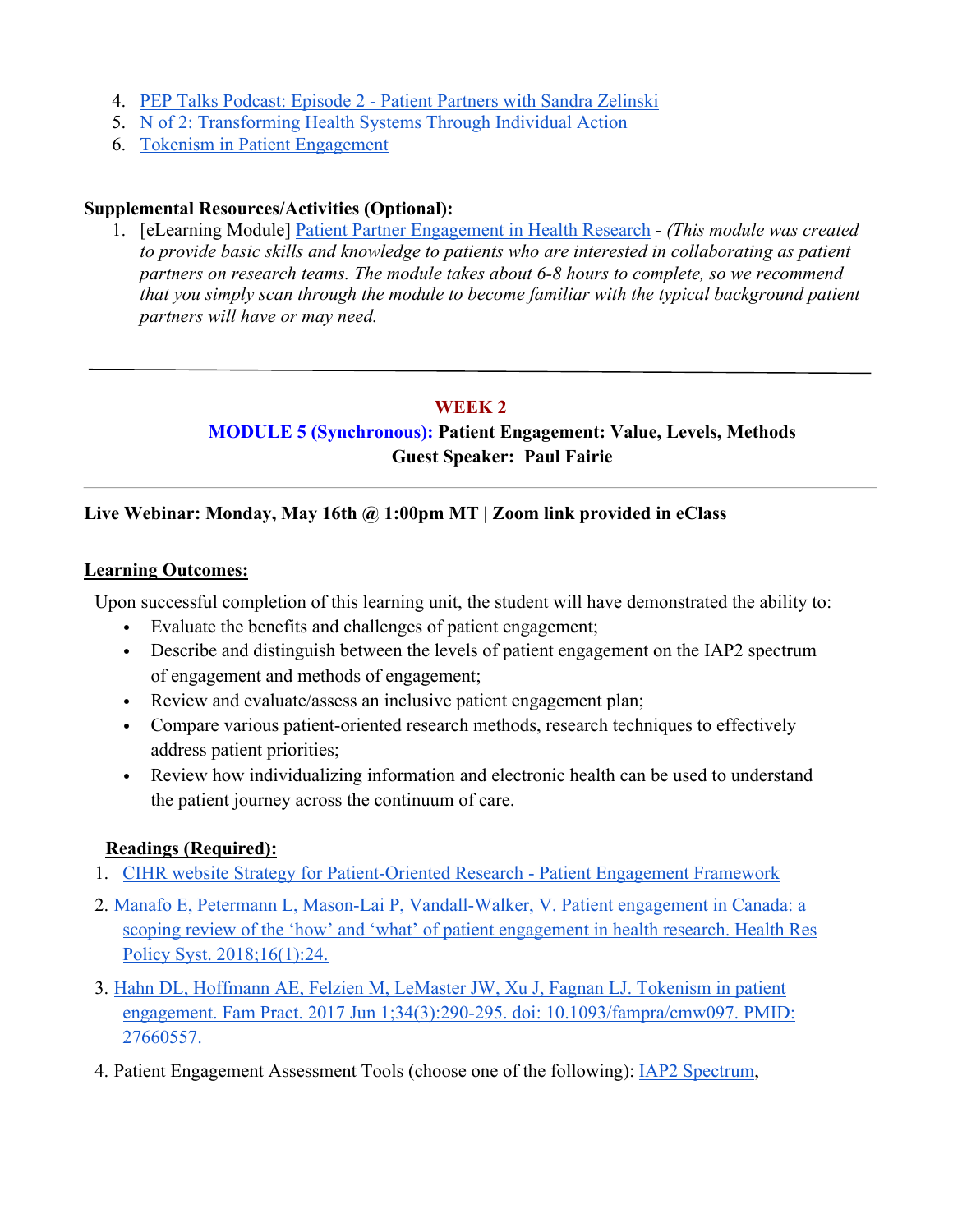4. PEP Talks Podcast: Episode 2 - Patient Partners with Sandra Zelinski
5. N of 2: Transforming Health Systems Through Individual Action
6. Tokenism in Patient Engagement

**Supplemental Resources/Activities (Optional):**

1. [eLearning Module] Patient Partner Engagement in Health Research - *(This module was created to provide basic skills and knowledge to patients who are interested in collaborating as patient partners on research teams. The module takes about 6-8 hours to complete, so we recommend that you simply scan through the module to become familiar with the typical background patient partners will have or may need.*

---

## WEEK 2

### MODULE 5 (Synchronous): Patient Engagement: Value, Levels, Methods

**Guest Speaker: Paul Fairie**

---

**Live Webinar: Monday, May 16th @ 1:00pm MT | Zoom link provided in eClass**

**Learning Outcomes:**

Upon successful completion of this learning unit, the student will have demonstrated the ability to:

- Evaluate the benefits and challenges of patient engagement;
- Describe and distinguish between the levels of patient engagement on the IAP2 spectrum of engagement and methods of engagement;
- Review and evaluate/assess an inclusive patient engagement plan;
- Compare various patient-oriented research methods, research techniques to effectively address patient priorities;
- Review how individualizing information and electronic health can be used to understand the patient journey across the continuum of care.

**Readings (Required):**

1. CIHR website Strategy for Patient-Oriented Research - Patient Engagement Framework
2. Manafo E, Petermann L, Mason-Lai P, Vandall-Walker, V. Patient engagement in Canada: a scoping review of the 'how' and 'what' of patient engagement in health research. Health Res Policy Syst. 2018;16(1):24.
3. Hahn DL, Hoffmann AE, Felzien M, LeMaster JW, Xu J, Fagnan LJ. Tokenism in patient engagement. Fam Pract. 2017 Jun 1;34(3):290-295. doi: 10.1093/fampra/cmw097. PMID: 27660557.
4. Patient Engagement Assessment Tools (choose one of the following): IAP2 Spectrum,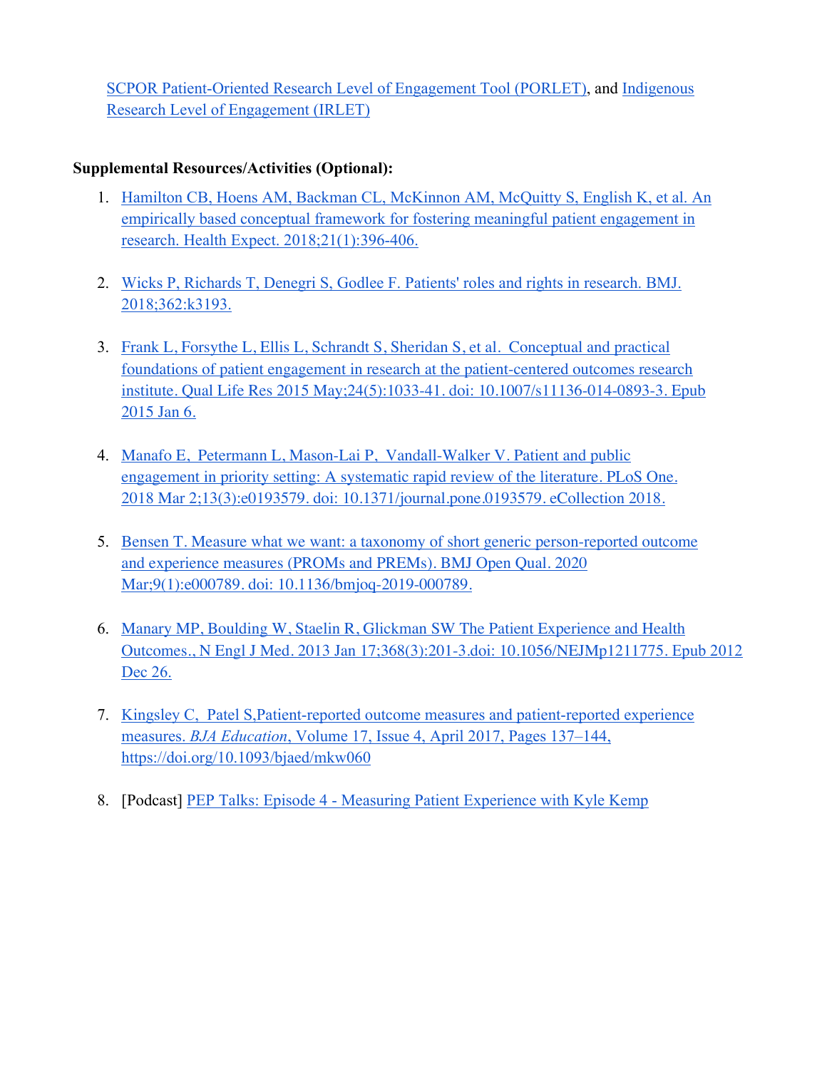SCPOR Patient-Oriented Research Level of Engagement Tool (PORLET), and Indigenous Research Level of Engagement (IRLET)

**Supplemental Resources/Activities (Optional):**

1. Hamilton CB, Hoens AM, Backman CL, McKinnon AM, McQuitty S, English K, et al. An empirically based conceptual framework for fostering meaningful patient engagement in research. Health Expect. 2018;21(1):396-406.

2. Wicks P, Richards T, Denegri S, Godlee F. Patients' roles and rights in research. BMJ. 2018;362:k3193.

3. Frank L, Forsythe L, Ellis L, Schrandt S, Sheridan S, et al. Conceptual and practical foundations of patient engagement in research at the patient-centered outcomes research institute. Qual Life Res 2015 May;24(5):1033-41. doi: 10.1007/s11136-014-0893-3. Epub 2015 Jan 6.

4. Manafo E, Petermann L, Mason-Lai P, Vandall-Walker V. Patient and public engagement in priority setting: A systematic rapid review of the literature. PLoS One. 2018 Mar 2;13(3):e0193579. doi: 10.1371/journal.pone.0193579. eCollection 2018.

5. Bensen T. Measure what we want: a taxonomy of short generic person-reported outcome and experience measures (PROMs and PREMs). BMJ Open Qual. 2020 Mar;9(1):e000789. doi: 10.1136/bmjoq-2019-000789.

6. Manary MP, Boulding W, Staelin R, Glickman SW The Patient Experience and Health Outcomes., N Engl J Med. 2013 Jan 17;368(3):201-3.doi: 10.1056/NEJMp1211775. Epub 2012 Dec 26.

7. Kingsley C, Patel S,Patient-reported outcome measures and patient-reported experience measures. *BJA Education*, Volume 17, Issue 4, April 2017, Pages 137–144, https://doi.org/10.1093/bjaed/mkw060

8. [Podcast] PEP Talks: Episode 4 - Measuring Patient Experience with Kyle Kemp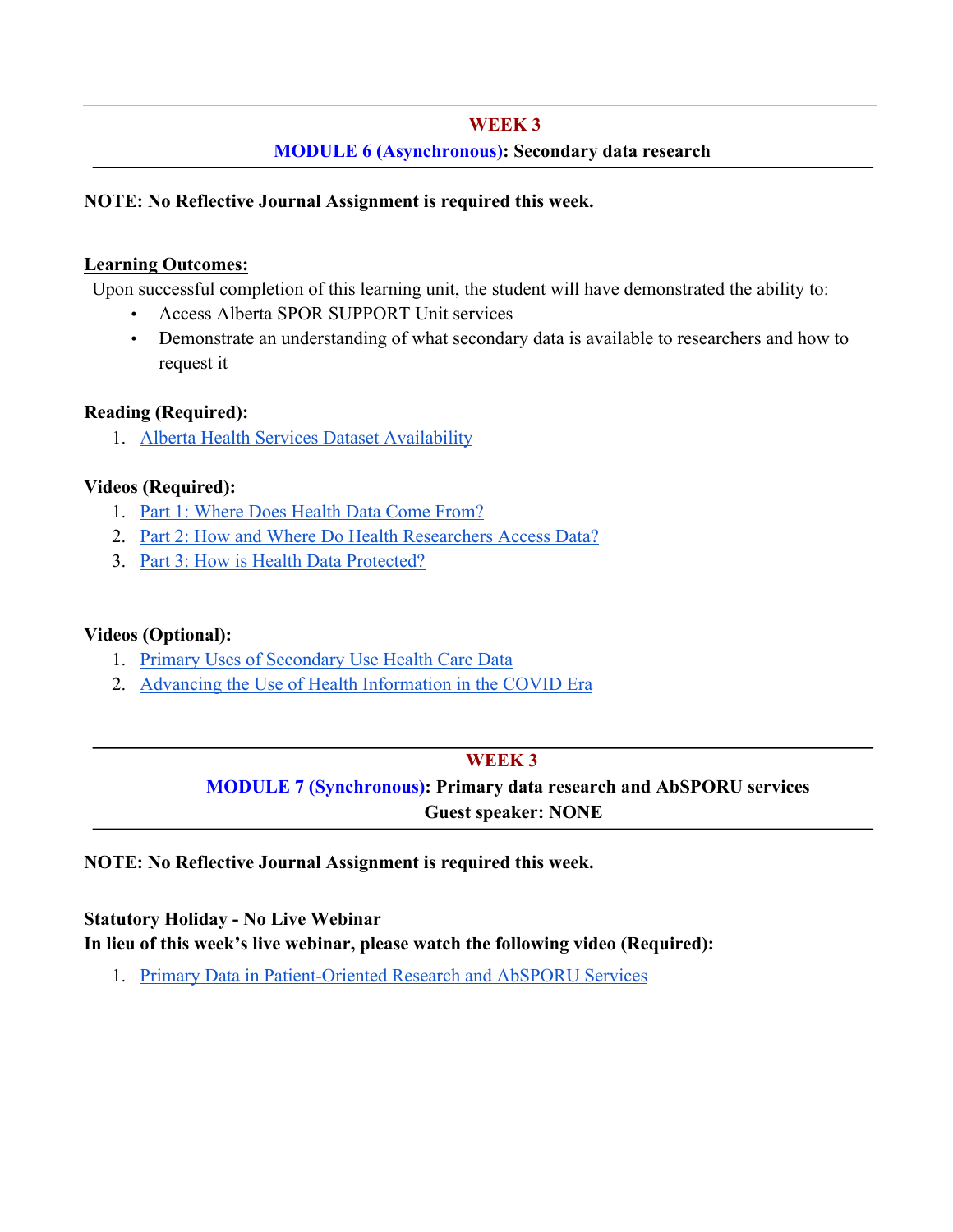---

## WEEK 3

### MODULE 6 (Asynchronous): Secondary data research

---

**NOTE: No Reflective Journal Assignment is required this week.**

**Learning Outcomes:**

Upon successful completion of this learning unit, the student will have demonstrated the ability to:

- Access Alberta SPOR SUPPORT Unit services
- Demonstrate an understanding of what secondary data is available to researchers and how to request it

**Reading (Required):**

1. Alberta Health Services Dataset Availability

**Videos (Required):**

1. Part 1: Where Does Health Data Come From?
2. Part 2: How and Where Do Health Researchers Access Data?
3. Part 3: How is Health Data Protected?

**Videos (Optional):**

1. Primary Uses of Secondary Use Health Care Data
2. Advancing the Use of Health Information in the COVID Era

---

## WEEK 3

### MODULE 7 (Synchronous): Primary data research and AbSPORU services

**Guest speaker: NONE**

---

**NOTE: No Reflective Journal Assignment is required this week.**

**Statutory Holiday - No Live Webinar**

**In lieu of this week's live webinar, please watch the following video (Required):**

1. Primary Data in Patient-Oriented Research and AbSPORU Services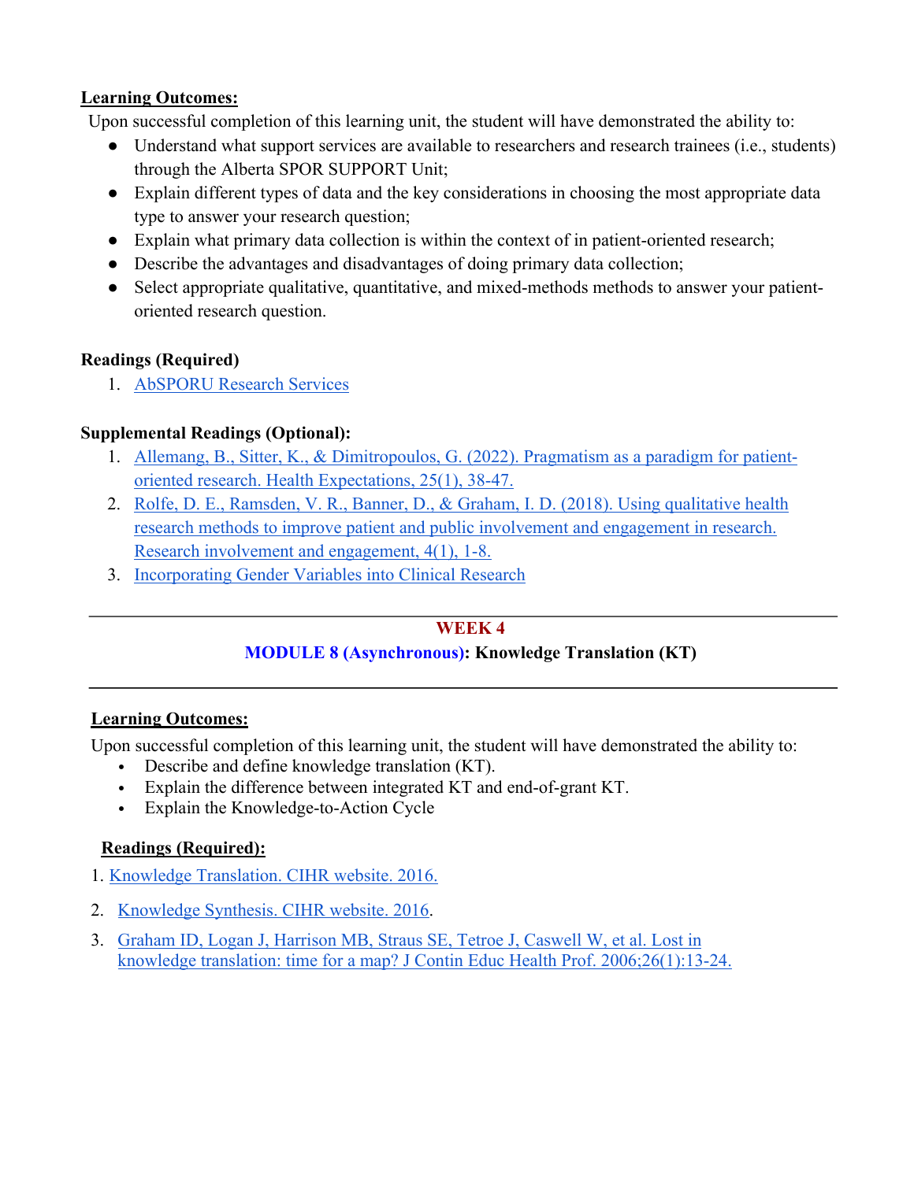**Learning Outcomes:**

Upon successful completion of this learning unit, the student will have demonstrated the ability to:

- Understand what support services are available to researchers and research trainees (i.e., students) through the Alberta SPOR SUPPORT Unit;
- Explain different types of data and the key considerations in choosing the most appropriate data type to answer your research question;
- Explain what primary data collection is within the context of in patient-oriented research;
- Describe the advantages and disadvantages of doing primary data collection;
- Select appropriate qualitative, quantitative, and mixed-methods methods to answer your patient-oriented research question.

**Readings (Required)**

1. AbSPORU Research Services

**Supplemental Readings (Optional):**

1. Allemang, B., Sitter, K., & Dimitropoulos, G. (2022). Pragmatism as a paradigm for patient-oriented research. Health Expectations, 25(1), 38-47.
2. Rolfe, D. E., Ramsden, V. R., Banner, D., & Graham, I. D. (2018). Using qualitative health research methods to improve patient and public involvement and engagement in research. Research involvement and engagement, 4(1), 1-8.
3. Incorporating Gender Variables into Clinical Research

---

## WEEK 4

### MODULE 8 (Asynchronous): Knowledge Translation (KT)

---

**Learning Outcomes:**

Upon successful completion of this learning unit, the student will have demonstrated the ability to:

- Describe and define knowledge translation (KT).
- Explain the difference between integrated KT and end-of-grant KT.
- Explain the Knowledge-to-Action Cycle

**Readings (Required):**

1. Knowledge Translation. CIHR website. 2016.
2. Knowledge Synthesis. CIHR website. 2016.
3. Graham ID, Logan J, Harrison MB, Straus SE, Tetroe J, Caswell W, et al. Lost in knowledge translation: time for a map? J Contin Educ Health Prof. 2006;26(1):13-24.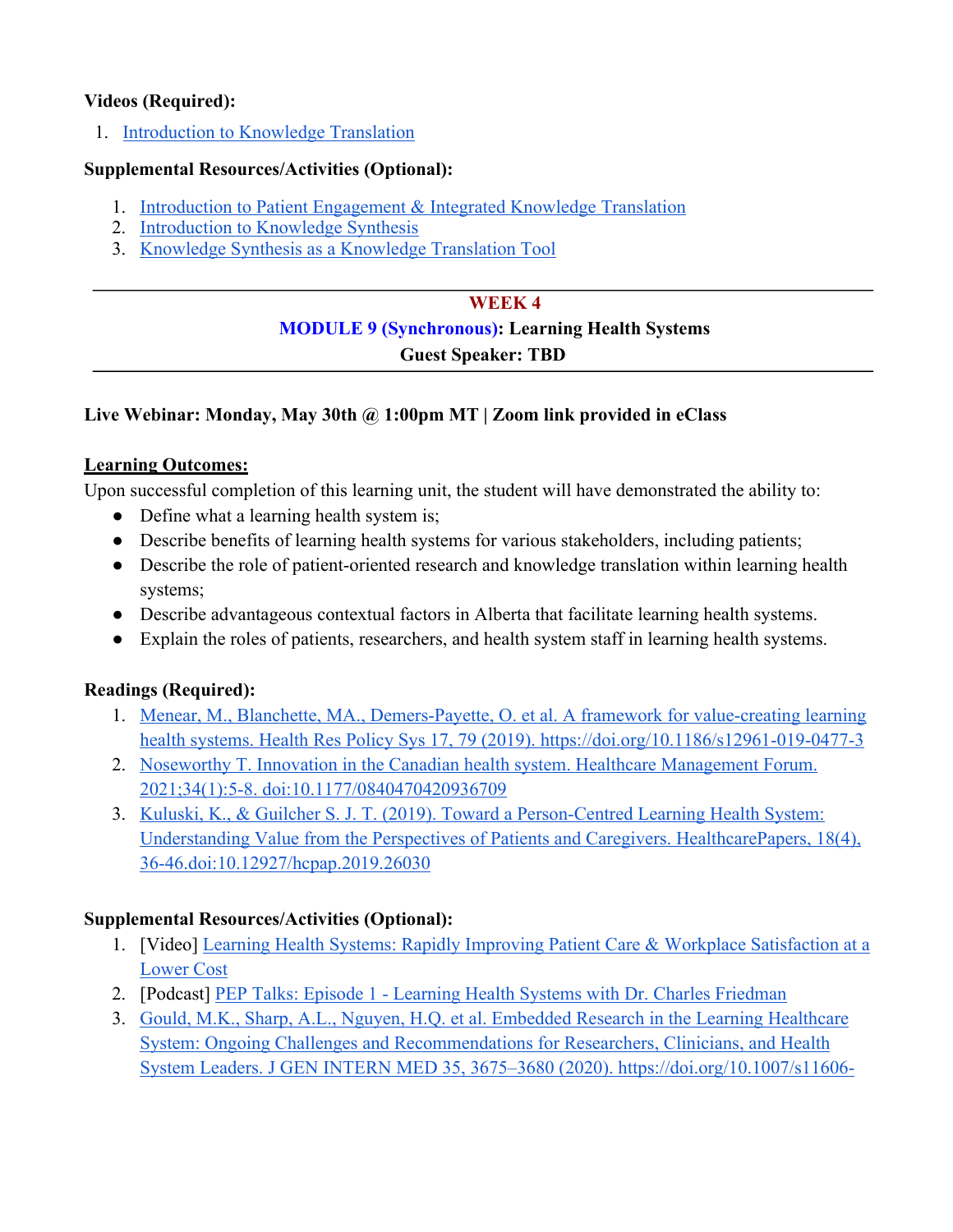**Videos (Required):**

1. [Introduction to Knowledge Translation]()

**Supplemental Resources/Activities (Optional):**

1. [Introduction to Patient Engagement & Integrated Knowledge Translation]()
2. [Introduction to Knowledge Synthesis]()
3. [Knowledge Synthesis as a Knowledge Translation Tool]()

---

## WEEK 4

### MODULE 9 (Synchronous): Learning Health Systems

**Guest Speaker: TBD**

---

**Live Webinar: Monday, May 30th @ 1:00pm MT | Zoom link provided in eClass**

**Learning Outcomes:**

Upon successful completion of this learning unit, the student will have demonstrated the ability to:

- Define what a learning health system is;
- Describe benefits of learning health systems for various stakeholders, including patients;
- Describe the role of patient-oriented research and knowledge translation within learning health systems;
- Describe advantageous contextual factors in Alberta that facilitate learning health systems.
- Explain the roles of patients, researchers, and health system staff in learning health systems.

**Readings (Required):**

1. [Menear, M., Blanchette, MA., Demers-Payette, O. et al. A framework for value-creating learning health systems. Health Res Policy Sys 17, 79 (2019). https://doi.org/10.1186/s12961-019-0477-3]()
2. [Noseworthy T. Innovation in the Canadian health system. Healthcare Management Forum. 2021;34(1):5-8. doi:10.1177/0840470420936709]()
3. [Kuluski, K., & Guilcher S. J. T. (2019). Toward a Person-Centred Learning Health System: Understanding Value from the Perspectives of Patients and Caregivers. HealthcarePapers, 18(4), 36-46.doi:10.12927/hcpap.2019.26030]()

**Supplemental Resources/Activities (Optional):**

1. [Video] [Learning Health Systems: Rapidly Improving Patient Care & Workplace Satisfaction at a Lower Cost]()
2. [Podcast] [PEP Talks: Episode 1 - Learning Health Systems with Dr. Charles Friedman]()
3. [Gould, M.K., Sharp, A.L., Nguyen, H.Q. et al. Embedded Research in the Learning Healthcare System: Ongoing Challenges and Recommendations for Researchers, Clinicians, and Health System Leaders. J GEN INTERN MED 35, 3675–3680 (2020). https://doi.org/10.1007/s11606-]()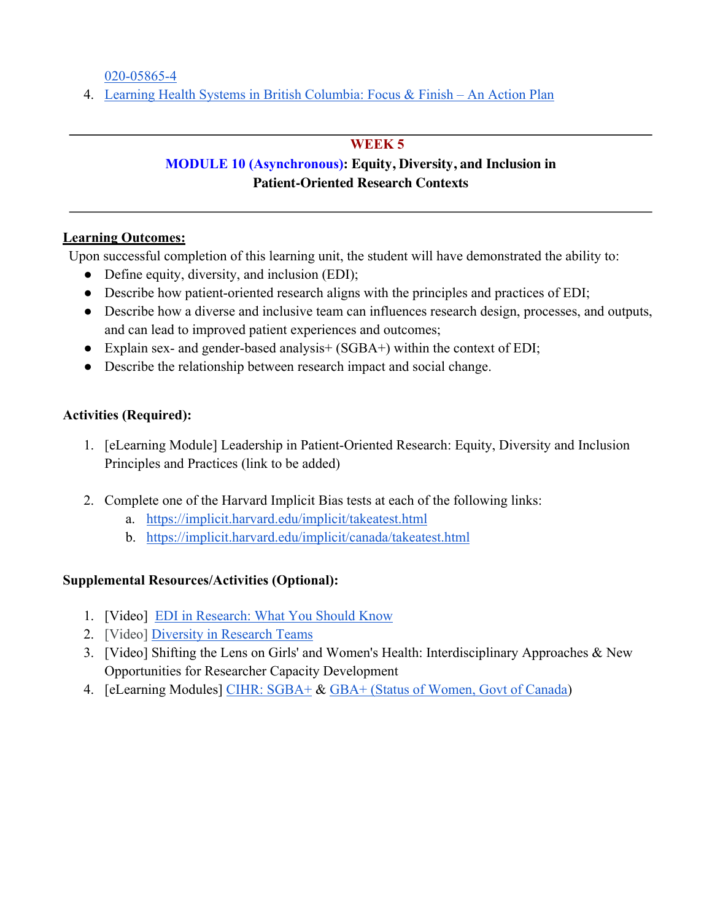020-05865-4

4. Learning Health Systems in British Columbia: Focus & Finish – An Action Plan

---

## WEEK 5

## MODULE 10 (Asynchronous): Equity, Diversity, and Inclusion in Patient-Oriented Research Contexts

---

**Learning Outcomes:**

Upon successful completion of this learning unit, the student will have demonstrated the ability to:

- Define equity, diversity, and inclusion (EDI);
- Describe how patient-oriented research aligns with the principles and practices of EDI;
- Describe how a diverse and inclusive team can influences research design, processes, and outputs, and can lead to improved patient experiences and outcomes;
- Explain sex- and gender-based analysis+ (SGBA+) within the context of EDI;
- Describe the relationship between research impact and social change.

**Activities (Required):**

1. [eLearning Module] Leadership in Patient-Oriented Research: Equity, Diversity and Inclusion Principles and Practices (link to be added)

2. Complete one of the Harvard Implicit Bias tests at each of the following links:
   a. https://implicit.harvard.edu/implicit/takeatest.html
   b. https://implicit.harvard.edu/implicit/canada/takeatest.html

**Supplemental Resources/Activities (Optional):**

1. [Video] EDI in Research: What You Should Know
2. [Video] Diversity in Research Teams
3. [Video] Shifting the Lens on Girls' and Women's Health: Interdisciplinary Approaches & New Opportunities for Researcher Capacity Development
4. [eLearning Modules] CIHR: SGBA+ & GBA+ (Status of Women, Govt of Canada)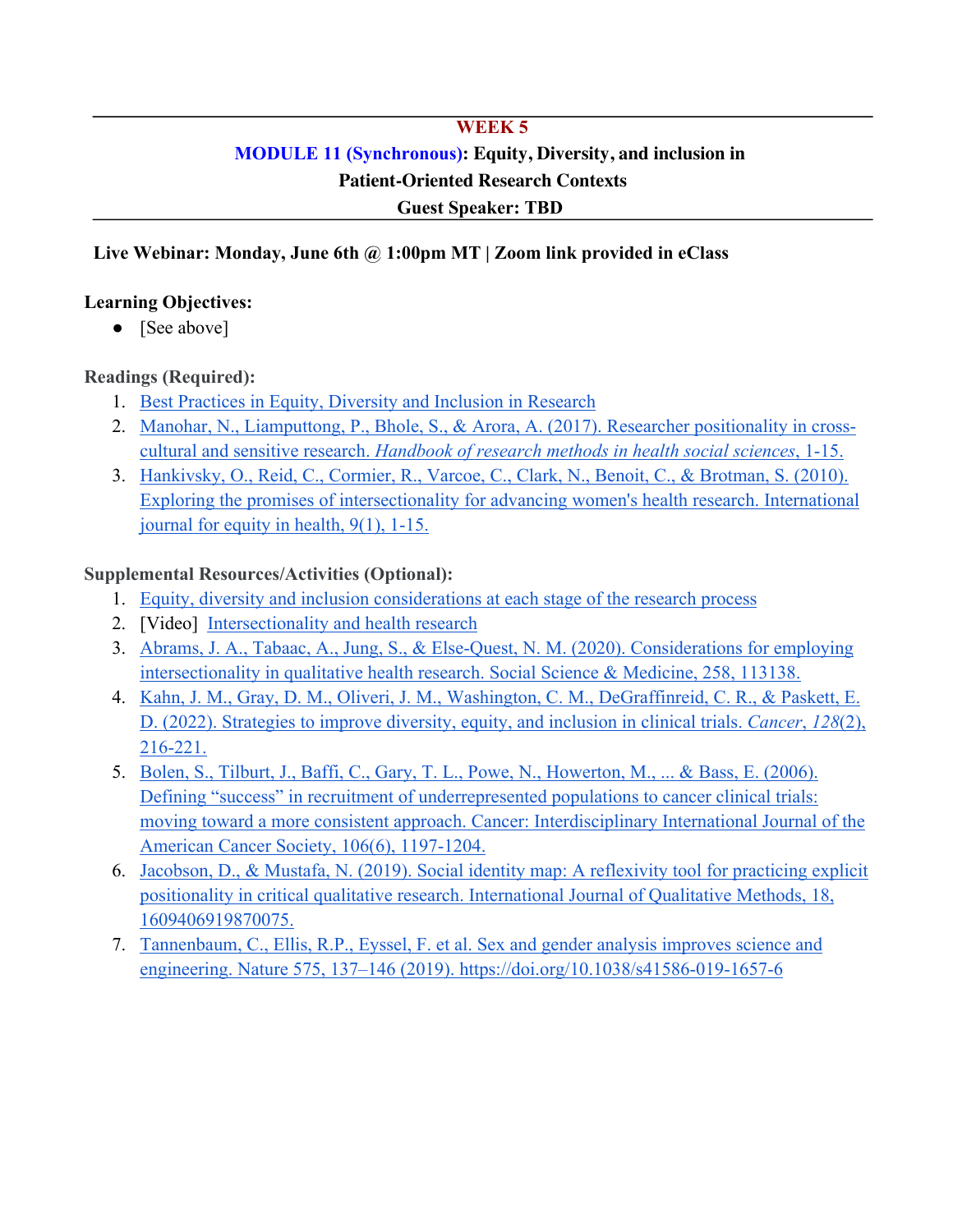---

## WEEK 5

### MODULE 11 (Synchronous): Equity, Diversity, and inclusion in Patient-Oriented Research Contexts

### Guest Speaker: TBD

---

**Live Webinar: Monday, June 6th @ 1:00pm MT | Zoom link provided in eClass**

**Learning Objectives:**

- [See above]

**Readings (Required):**

1. Best Practices in Equity, Diversity and Inclusion in Research
2. Manohar, N., Liamputtong, P., Bhole, S., & Arora, A. (2017). Researcher positionality in cross-cultural and sensitive research. *Handbook of research methods in health social sciences*, 1-15.
3. Hankivsky, O., Reid, C., Cormier, R., Varcoe, C., Clark, N., Benoit, C., & Brotman, S. (2010). Exploring the promises of intersectionality for advancing women's health research. International journal for equity in health, 9(1), 1-15.

**Supplemental Resources/Activities (Optional):**

1. Equity, diversity and inclusion considerations at each stage of the research process
2. [Video] Intersectionality and health research
3. Abrams, J. A., Tabaac, A., Jung, S., & Else-Quest, N. M. (2020). Considerations for employing intersectionality in qualitative health research. Social Science & Medicine, 258, 113138.
4. Kahn, J. M., Gray, D. M., Oliveri, J. M., Washington, C. M., DeGraffinreid, C. R., & Paskett, E. D. (2022). Strategies to improve diversity, equity, and inclusion in clinical trials. *Cancer*, *128*(2), 216-221.
5. Bolen, S., Tilburt, J., Baffi, C., Gary, T. L., Powe, N., Howerton, M., ... & Bass, E. (2006). Defining "success" in recruitment of underrepresented populations to cancer clinical trials: moving toward a more consistent approach. Cancer: Interdisciplinary International Journal of the American Cancer Society, 106(6), 1197-1204.
6. Jacobson, D., & Mustafa, N. (2019). Social identity map: A reflexivity tool for practicing explicit positionality in critical qualitative research. International Journal of Qualitative Methods, 18, 1609406919870075.
7. Tannenbaum, C., Ellis, R.P., Eyssel, F. et al. Sex and gender analysis improves science and engineering. Nature 575, 137–146 (2019). https://doi.org/10.1038/s41586-019-1657-6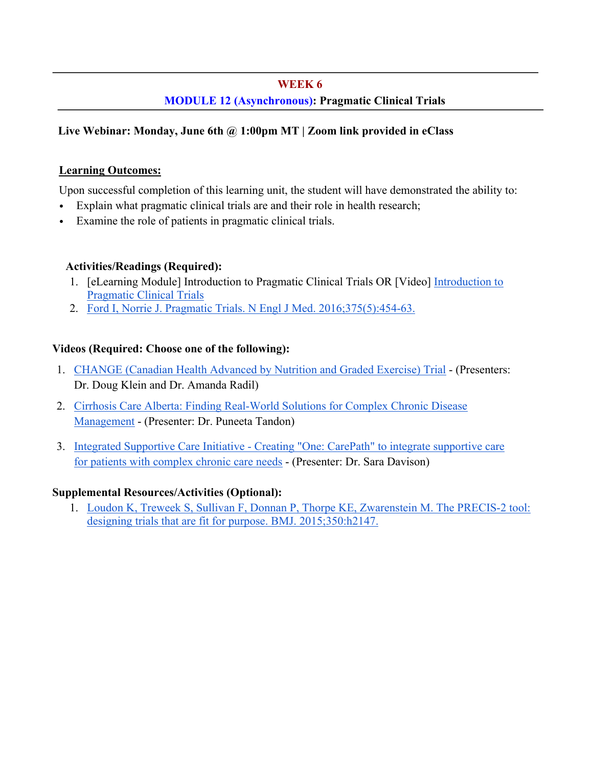## WEEK 6

### MODULE 12 (Asynchronous): Pragmatic Clinical Trials

**Live Webinar: Monday, June 6th @ 1:00pm MT | Zoom link provided in eClass**

**Learning Outcomes:**

Upon successful completion of this learning unit, the student will have demonstrated the ability to:

- Explain what pragmatic clinical trials are and their role in health research;
- Examine the role of patients in pragmatic clinical trials.

**Activities/Readings (Required):**

1. [eLearning Module] Introduction to Pragmatic Clinical Trials OR [Video] Introduction to Pragmatic Clinical Trials
2. Ford I, Norrie J. Pragmatic Trials. N Engl J Med. 2016;375(5):454-63.

**Videos (Required: Choose one of the following):**

1. CHANGE (Canadian Health Advanced by Nutrition and Graded Exercise) Trial - (Presenters: Dr. Doug Klein and Dr. Amanda Radil)
2. Cirrhosis Care Alberta: Finding Real-World Solutions for Complex Chronic Disease Management - (Presenter: Dr. Puneeta Tandon)
3. Integrated Supportive Care Initiative - Creating "One: CarePath" to integrate supportive care for patients with complex chronic care needs - (Presenter: Dr. Sara Davison)

**Supplemental Resources/Activities (Optional):**

1. Loudon K, Treweek S, Sullivan F, Donnan P, Thorpe KE, Zwarenstein M. The PRECIS-2 tool: designing trials that are fit for purpose. BMJ. 2015;350:h2147.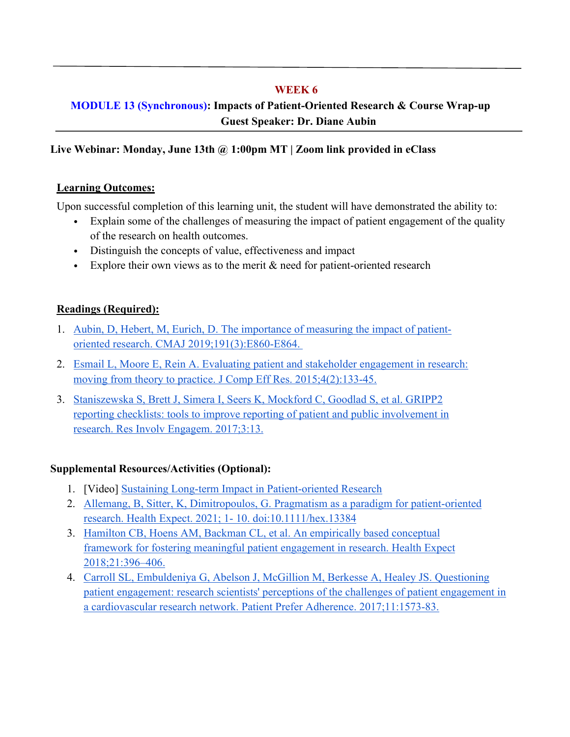---

## WEEK 6

### MODULE 13 (Synchronous): Impacts of Patient-Oriented Research & Course Wrap-up

### Guest Speaker: Dr. Diane Aubin

---

**Live Webinar: Monday, June 13th @ 1:00pm MT | Zoom link provided in eClass**

**Learning Outcomes:**

Upon successful completion of this learning unit, the student will have demonstrated the ability to:

- Explain some of the challenges of measuring the impact of patient engagement of the quality of the research on health outcomes.
- Distinguish the concepts of value, effectiveness and impact
- Explore their own views as to the merit & need for patient-oriented research

**Readings (Required):**

1. Aubin, D, Hebert, M, Eurich, D. The importance of measuring the impact of patient-oriented research. CMAJ 2019;191(3):E860-E864.
2. Esmail L, Moore E, Rein A. Evaluating patient and stakeholder engagement in research: moving from theory to practice. J Comp Eff Res. 2015;4(2):133-45.
3. Staniszewska S, Brett J, Simera I, Seers K, Mockford C, Goodlad S, et al. GRIPP2 reporting checklists: tools to improve reporting of patient and public involvement in research. Res Involv Engagem. 2017;3:13.

**Supplemental Resources/Activities (Optional):**

1. [Video] Sustaining Long-term Impact in Patient-oriented Research
2. Allemang, B, Sitter, K, Dimitropoulos, G. Pragmatism as a paradigm for patient-oriented research. Health Expect. 2021; 1- 10. doi:10.1111/hex.13384
3. Hamilton CB, Hoens AM, Backman CL, et al. An empirically based conceptual framework for fostering meaningful patient engagement in research. Health Expect 2018;21:396–406.
4. Carroll SL, Embuldeniya G, Abelson J, McGillion M, Berkesse A, Healey JS. Questioning patient engagement: research scientists' perceptions of the challenges of patient engagement in a cardiovascular research network. Patient Prefer Adherence. 2017;11:1573-83.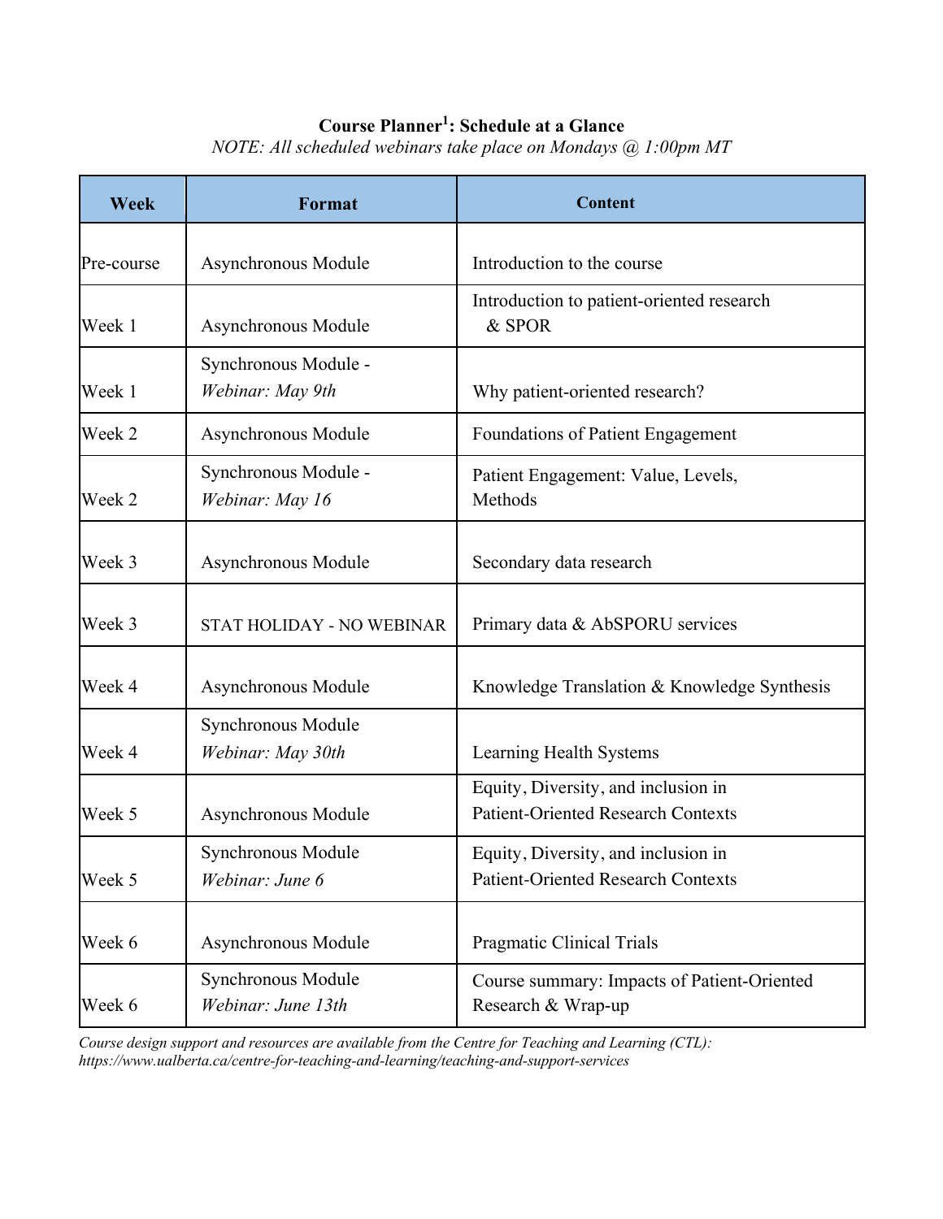## Course Planner[1]: Schedule at a Glance

*NOTE: All scheduled webinars take place on Mondays @ 1:00pm MT*

| Week | Format | Content |
|---|---|---|
| Pre-course | Asynchronous Module | Introduction to the course |
| Week 1 | Asynchronous Module | Introduction to patient-oriented research & SPOR |
| Week 1 | Synchronous Module - *Webinar: May 9th* | Why patient-oriented research? |
| Week 2 | Asynchronous Module | Foundations of Patient Engagement |
| Week 2 | Synchronous Module - *Webinar: May 16* | Patient Engagement: Value, Levels, Methods |
| Week 3 | Asynchronous Module | Secondary data research |
| Week 3 | STAT HOLIDAY - NO WEBINAR | Primary data & AbSPORU services |
| Week 4 | Asynchronous Module | Knowledge Translation & Knowledge Synthesis |
| Week 4 | Synchronous Module *Webinar: May 30th* | Learning Health Systems |
| Week 5 | Asynchronous Module | Equity, Diversity, and inclusion in Patient-Oriented Research Contexts |
| Week 5 | Synchronous Module *Webinar: June 6* | Equity, Diversity, and inclusion in Patient-Oriented Research Contexts |
| Week 6 | Asynchronous Module | Pragmatic Clinical Trials |
| Week 6 | Synchronous Module *Webinar: June 13th* | Course summary: Impacts of Patient-Oriented Research & Wrap-up |

*Course design support and resources are available from the Centre for Teaching and Learning (CTL): https://www.ualberta.ca/centre-for-teaching-and-learning/teaching-and-support-services*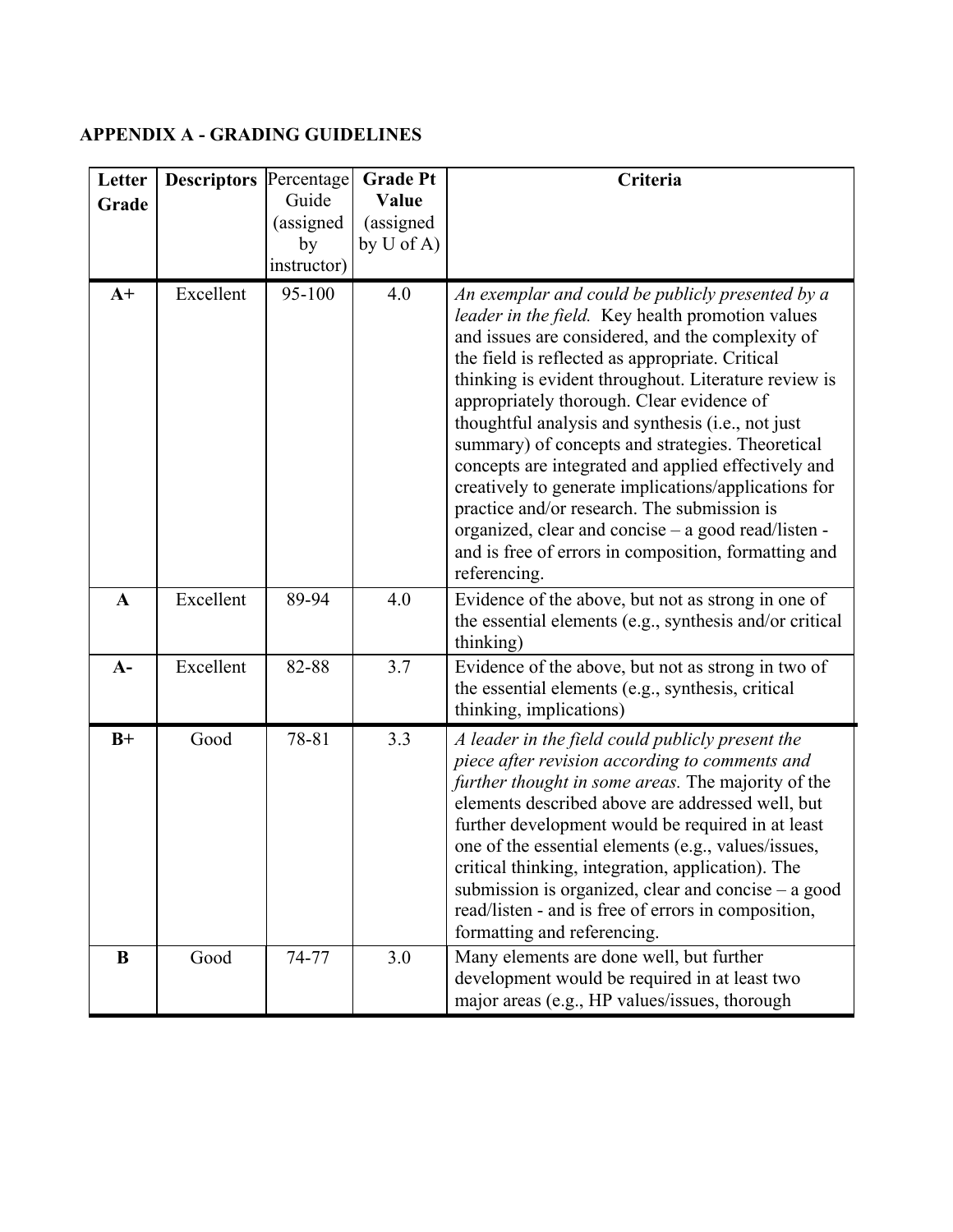**APPENDIX A - GRADING GUIDELINES**

| Letter Grade | Descriptors | Percentage Guide (assigned by instructor) | Grade Pt Value (assigned by U of A) | Criteria |
|---|---|---|---|---|
| **A+** | Excellent | 95-100 | 4.0 | *An exemplar and could be publicly presented by a leader in the field.* Key health promotion values and issues are considered, and the complexity of the field is reflected as appropriate. Critical thinking is evident throughout. Literature review is appropriately thorough. Clear evidence of thoughtful analysis and synthesis (i.e., not just summary) of concepts and strategies. Theoretical concepts are integrated and applied effectively and creatively to generate implications/applications for practice and/or research. The submission is organized, clear and concise – a good read/listen - and is free of errors in composition, formatting and referencing. |
| **A** | Excellent | 89-94 | 4.0 | Evidence of the above, but not as strong in one of the essential elements (e.g., synthesis and/or critical thinking) |
| **A-** | Excellent | 82-88 | 3.7 | Evidence of the above, but not as strong in two of the essential elements (e.g., synthesis, critical thinking, implications) |
| **B+** | Good | 78-81 | 3.3 | *A leader in the field could publicly present the piece after revision according to comments and further thought in some areas.* The majority of the elements described above are addressed well, but further development would be required in at least one of the essential elements (e.g., values/issues, critical thinking, integration, application). The submission is organized, clear and concise – a good read/listen - and is free of errors in composition, formatting and referencing. |
| **B** | Good | 74-77 | 3.0 | Many elements are done well, but further development would be required in at least two major areas (e.g., HP values/issues, thorough |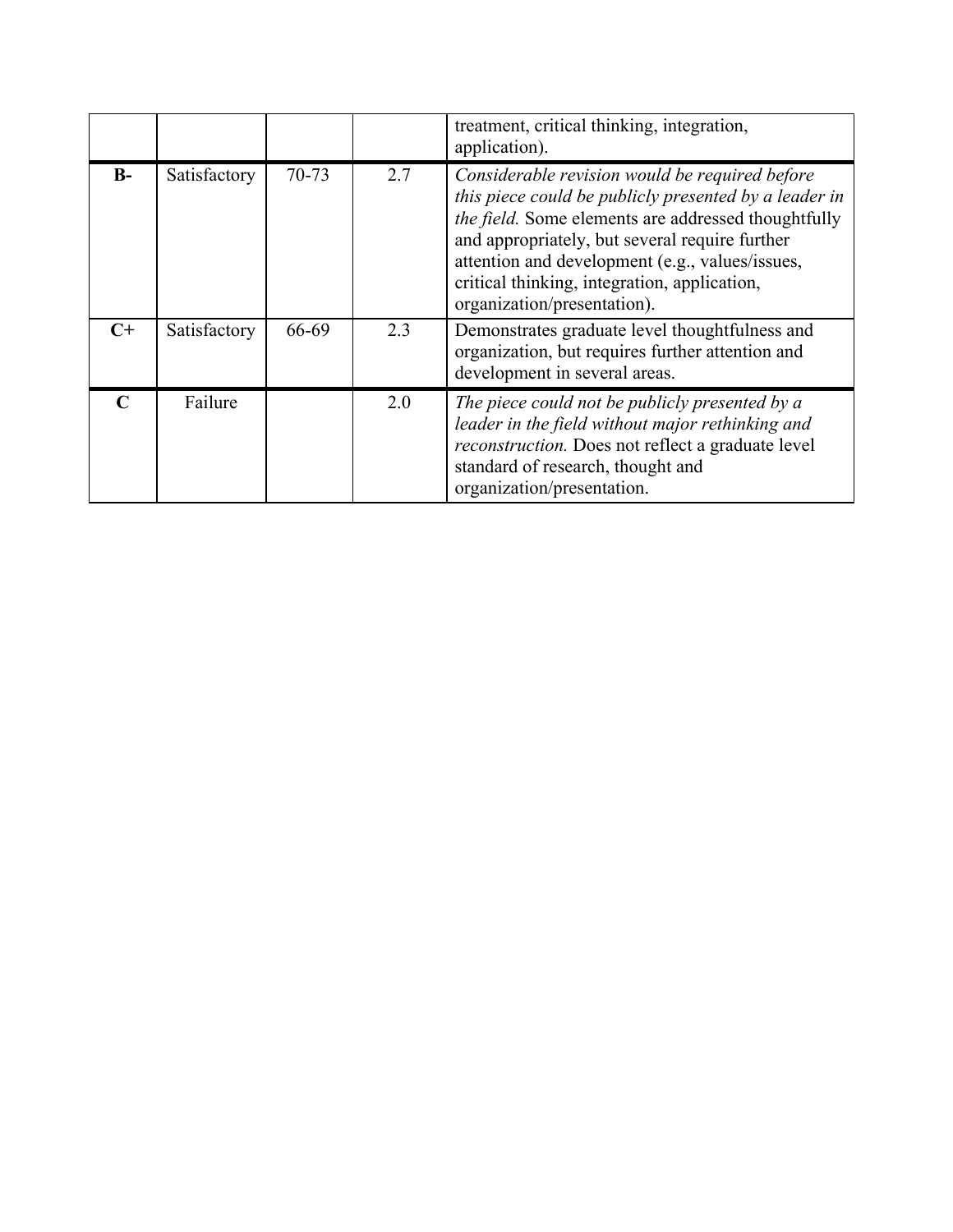| | | | | |
|---|---|---|---|---|
| | | | | treatment, critical thinking, integration, application). |
| **B-** | Satisfactory | 70-73 | 2.7 | *Considerable revision would be required before this piece could be publicly presented by a leader in the field.* Some elements are addressed thoughtfully and appropriately, but several require further attention and development (e.g., values/issues, critical thinking, integration, application, organization/presentation). |
| **C+** | Satisfactory | 66-69 | 2.3 | Demonstrates graduate level thoughtfulness and organization, but requires further attention and development in several areas. |
| **C** | Failure | | 2.0 | *The piece could not be publicly presented by a leader in the field without major rethinking and reconstruction.* Does not reflect a graduate level standard of research, thought and organization/presentation. |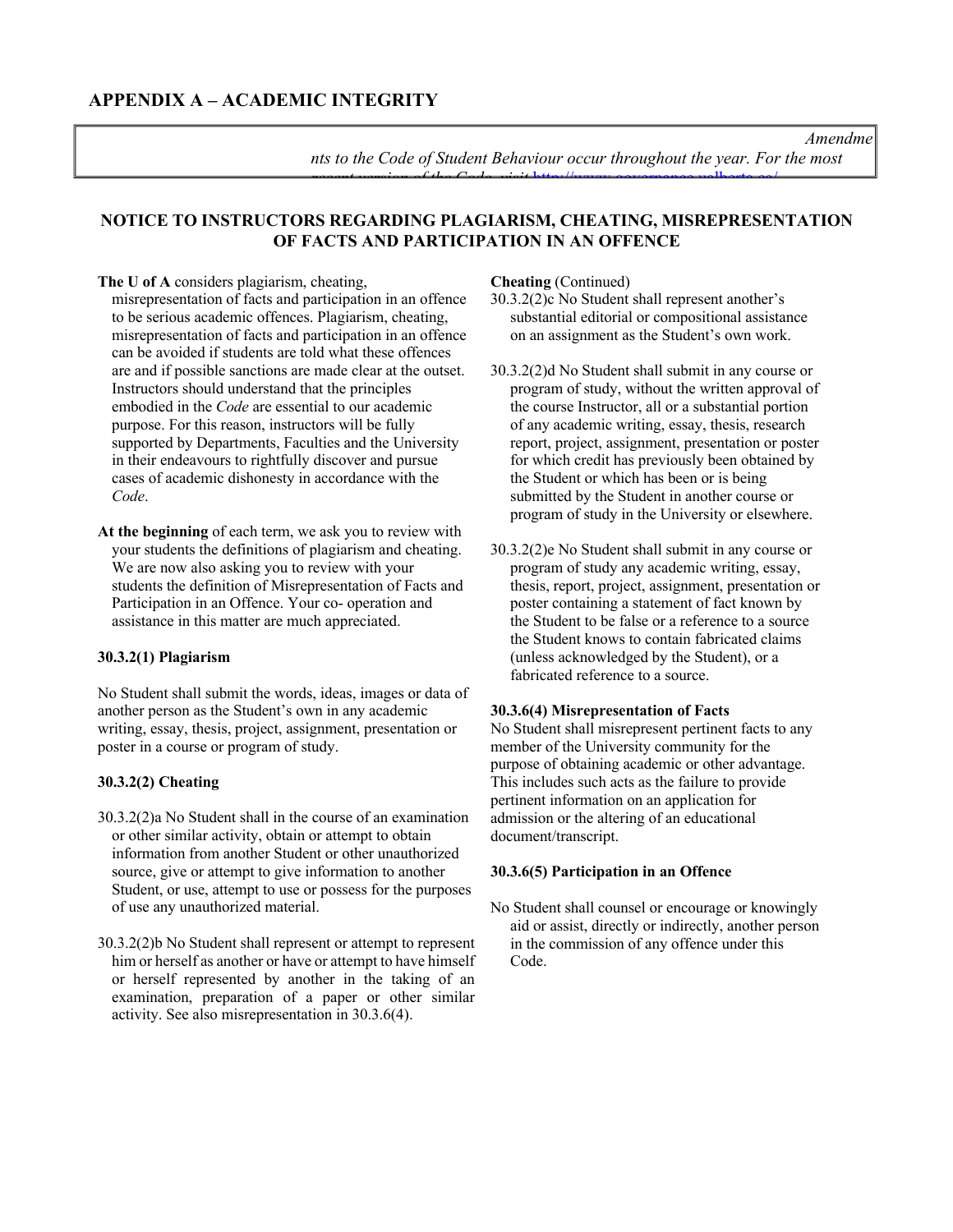## APPENDIX A – ACADEMIC INTEGRITY

*Amendments to the Code of Student Behaviour occur throughout the year. For the most recent version of the Code, visit http://www.governance.ualberta.ca/*

### NOTICE TO INSTRUCTORS REGARDING PLAGIARISM, CHEATING, MISREPRESENTATION OF FACTS AND PARTICIPATION IN AN OFFENCE

**The U of A** considers plagiarism, cheating, misrepresentation of facts and participation in an offence to be serious academic offences. Plagiarism, cheating, misrepresentation of facts and participation in an offence can be avoided if students are told what these offences are and if possible sanctions are made clear at the outset. Instructors should understand that the principles embodied in the *Code* are essential to our academic purpose. For this reason, instructors will be fully supported by Departments, Faculties and the University in their endeavours to rightfully discover and pursue cases of academic dishonesty in accordance with the *Code*.

**At the beginning** of each term, we ask you to review with your students the definitions of plagiarism and cheating. We are now also asking you to review with your students the definition of Misrepresentation of Facts and Participation in an Offence. Your co- operation and assistance in this matter are much appreciated.

#### 30.3.2(1) Plagiarism

No Student shall submit the words, ideas, images or data of another person as the Student's own in any academic writing, essay, thesis, project, assignment, presentation or poster in a course or program of study.

#### 30.3.2(2) Cheating

30.3.2(2)a No Student shall in the course of an examination or other similar activity, obtain or attempt to obtain information from another Student or other unauthorized source, give or attempt to give information to another Student, or use, attempt to use or possess for the purposes of use any unauthorized material.

30.3.2(2)b No Student shall represent or attempt to represent him or herself as another or have or attempt to have himself or herself represented by another in the taking of an examination, preparation of a paper or other similar activity. See also misrepresentation in 30.3.6(4).

**Cheating** (Continued)

30.3.2(2)c No Student shall represent another's substantial editorial or compositional assistance on an assignment as the Student's own work.

30.3.2(2)d No Student shall submit in any course or program of study, without the written approval of the course Instructor, all or a substantial portion of any academic writing, essay, thesis, research report, project, assignment, presentation or poster for which credit has previously been obtained by the Student or which has been or is being submitted by the Student in another course or program of study in the University or elsewhere.

30.3.2(2)e No Student shall submit in any course or program of study any academic writing, essay, thesis, report, project, assignment, presentation or poster containing a statement of fact known by the Student to be false or a reference to a source the Student knows to contain fabricated claims (unless acknowledged by the Student), or a fabricated reference to a source.

#### 30.3.6(4) Misrepresentation of Facts

No Student shall misrepresent pertinent facts to any member of the University community for the purpose of obtaining academic or other advantage. This includes such acts as the failure to provide pertinent information on an application for admission or the altering of an educational document/transcript.

#### 30.3.6(5) Participation in an Offence

No Student shall counsel or encourage or knowingly aid or assist, directly or indirectly, another person in the commission of any offence under this Code.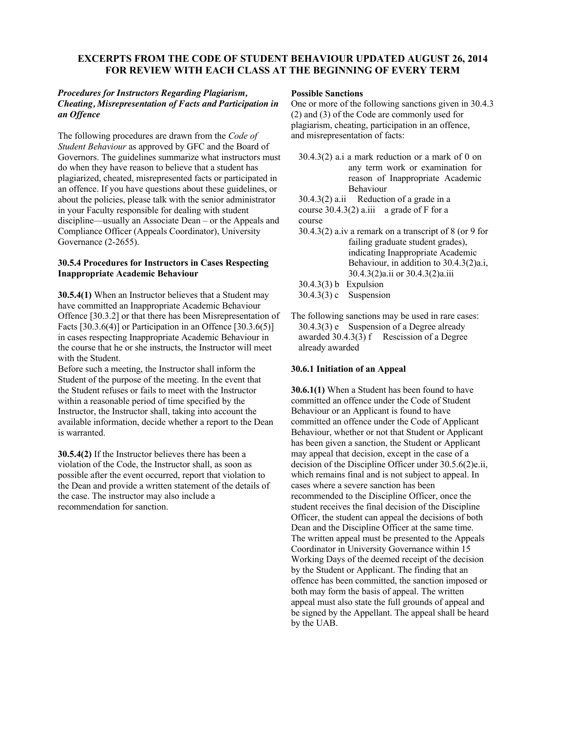# EXCERPTS FROM THE CODE OF STUDENT BEHAVIOUR UPDATED AUGUST 26, 2014 FOR REVIEW WITH EACH CLASS AT THE BEGINNING OF EVERY TERM

***Procedures for Instructors Regarding Plagiarism, Cheating, Misrepresentation of Facts and Participation in an Offence***

The following procedures are drawn from the *Code of Student Behaviour* as approved by GFC and the Board of Governors. The guidelines summarize what instructors must do when they have reason to believe that a student has plagiarized, cheated, misrepresented facts or participated in an offence. If you have questions about these guidelines, or about the policies, please talk with the senior administrator in your Faculty responsible for dealing with student discipline—usually an Associate Dean – or the Appeals and Compliance Officer (Appeals Coordinator), University Governance (2-2655).

**30.5.4 Procedures for Instructors in Cases Respecting Inappropriate Academic Behaviour**

**30.5.4(1)** When an Instructor believes that a Student may have committed an Inappropriate Academic Behaviour Offence [30.3.2] or that there has been Misrepresentation of Facts [30.3.6(4)] or Participation in an Offence [30.3.6(5)] in cases respecting Inappropriate Academic Behaviour in the course that he or she instructs, the Instructor will meet with the Student.
Before such a meeting, the Instructor shall inform the Student of the purpose of the meeting. In the event that the Student refuses or fails to meet with the Instructor within a reasonable period of time specified by the Instructor, the Instructor shall, taking into account the available information, decide whether a report to the Dean is warranted.

**30.5.4(2)** If the Instructor believes there has been a violation of the Code, the Instructor shall, as soon as possible after the event occurred, report that violation to the Dean and provide a written statement of the details of the case. The instructor may also include a recommendation for sanction.

**Possible Sanctions**
One or more of the following sanctions given in 30.4.3 (2) and (3) of the Code are commonly used for plagiarism, cheating, participation in an offence, and misrepresentation of facts:

- 30.4.3(2) a.i a mark reduction or a mark of 0 on any term work or examination for reason of Inappropriate Academic Behaviour
- 30.4.3(2) a.ii Reduction of a grade in a course
- 30.4.3(2) a.iii a grade of F for a course
- 30.4.3(2) a.iv a remark on a transcript of 8 (or 9 for failing graduate student grades), indicating Inappropriate Academic Behaviour, in addition to 30.4.3(2)a.i, 30.4.3(2)a.ii or 30.4.3(2)a.iii
- 30.4.3(3) b Expulsion
- 30.4.3(3) c Suspension

The following sanctions may be used in rare cases:

- 30.4.3(3) e Suspension of a Degree already awarded
- 30.4.3(3) f Rescission of a Degree already awarded

**30.6.1 Initiation of an Appeal**

**30.6.1(1)** When a Student has been found to have committed an offence under the Code of Student Behaviour or an Applicant is found to have committed an offence under the Code of Applicant Behaviour, whether or not that Student or Applicant has been given a sanction, the Student or Applicant may appeal that decision, except in the case of a decision of the Discipline Officer under 30.5.6(2)e.ii, which remains final and is not subject to appeal. In cases where a severe sanction has been recommended to the Discipline Officer, once the student receives the final decision of the Discipline Officer, the student can appeal the decisions of both Dean and the Discipline Officer at the same time. The written appeal must be presented to the Appeals Coordinator in University Governance within 15 Working Days of the deemed receipt of the decision by the Student or Applicant. The finding that an offence has been committed, the sanction imposed or both may form the basis of appeal. The written appeal must also state the full grounds of appeal and be signed by the Appellant. The appeal shall be heard by the UAB.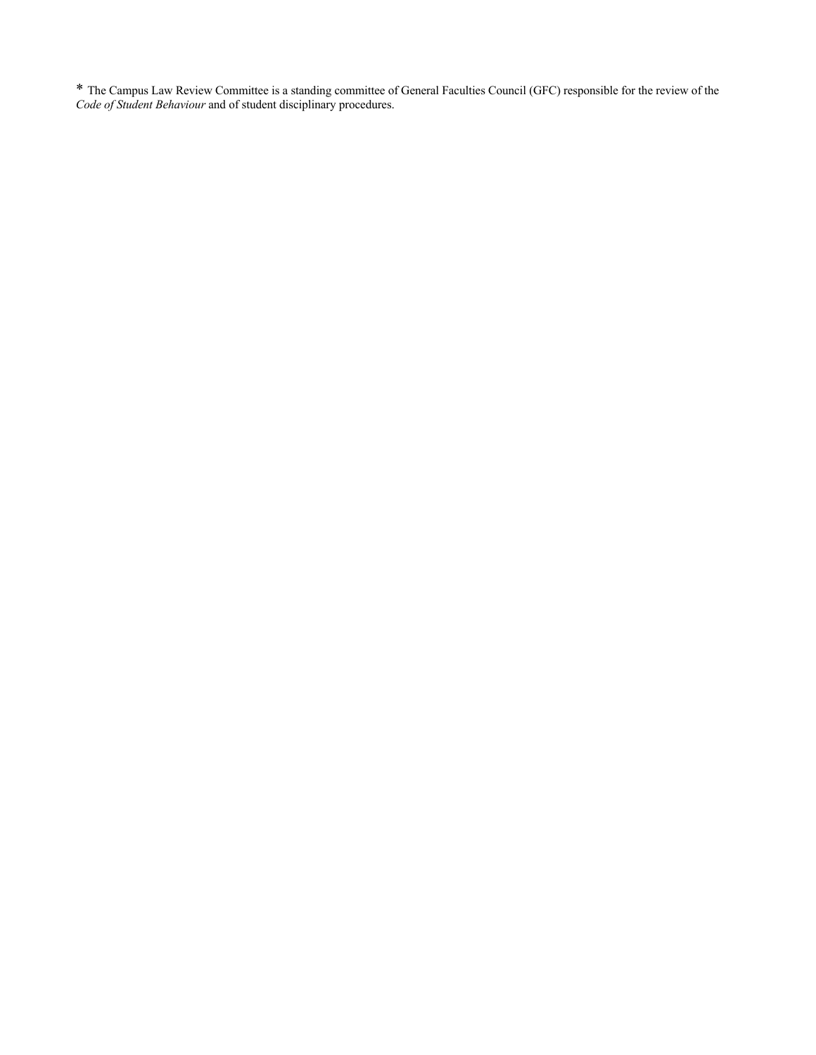* The Campus Law Review Committee is a standing committee of General Faculties Council (GFC) responsible for the review of the *Code of Student Behaviour* and of student disciplinary procedures.